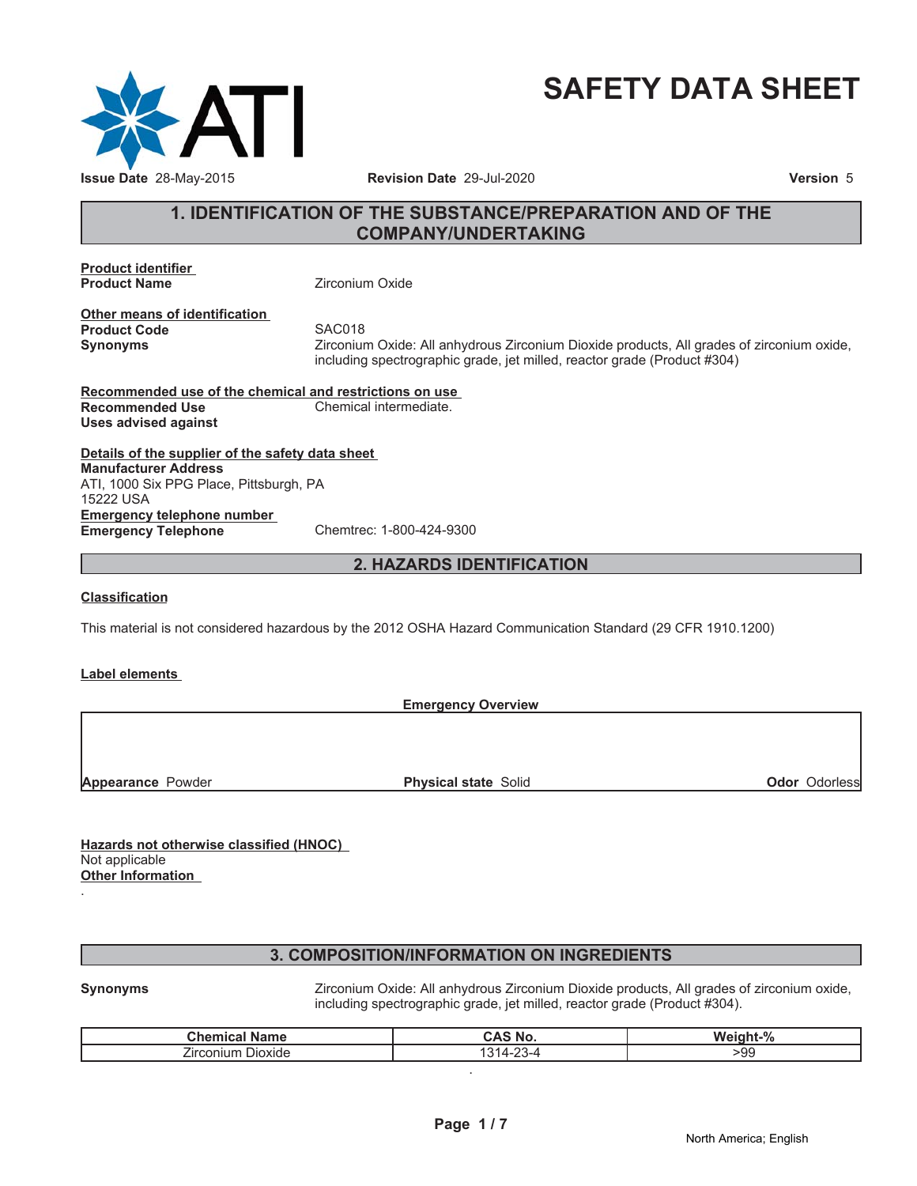# SAFETY DATA SHEET

**Issue Date** 28-May-2015 **Revision Date** 29-Jul-2020 **Version** 5

## 1. IDENTIFICATION OF THE SUBSTANCE/PREPARATION AND OF THE COMPANY/UNDERTAKING

**Product identifier**

**Product Name** Zirconium Oxide

**Other means of identification**

**Product Code** SAC018

**Synonyms** Zirconium Oxide: All anhydrous Zirconium Dioxide products, All grades of zirconium oxide, including spectrographic grade, jet milled, reactor grade (Product #304)

**Recommended use of the chemical and restrictions on use**

**Recommended Use** Chemical intermediate.

**Uses advised against**

**Details of the supplier of the safety data sheet**

**Manufacturer Address**
ATI, 1000 Six PPG Place, Pittsburgh, PA
15222 USA

**Emergency telephone number**

**Emergency Telephone** Chemtrec: 1-800-424-9300

## 2. HAZARDS IDENTIFICATION

**Classification**

This material is not considered hazardous by the 2012 OSHA Hazard Communication Standard (29 CFR 1910.1200)

**Label elements**

**Emergency Overview**

**Appearance** Powder **Physical state** Solid **Odor** Odorless

**Hazards not otherwise classified (HNOC)**
Not applicable

**Other Information**
.

## 3. COMPOSITION/INFORMATION ON INGREDIENTS

**Synonyms** Zirconium Oxide: All anhydrous Zirconium Dioxide products, All grades of zirconium oxide, including spectrographic grade, jet milled, reactor grade (Product #304).

| Chemical Name | CAS No. | Weight-% |
|---|---|---|
| Zirconium Dioxide | 1314-23-4 | >99 |

.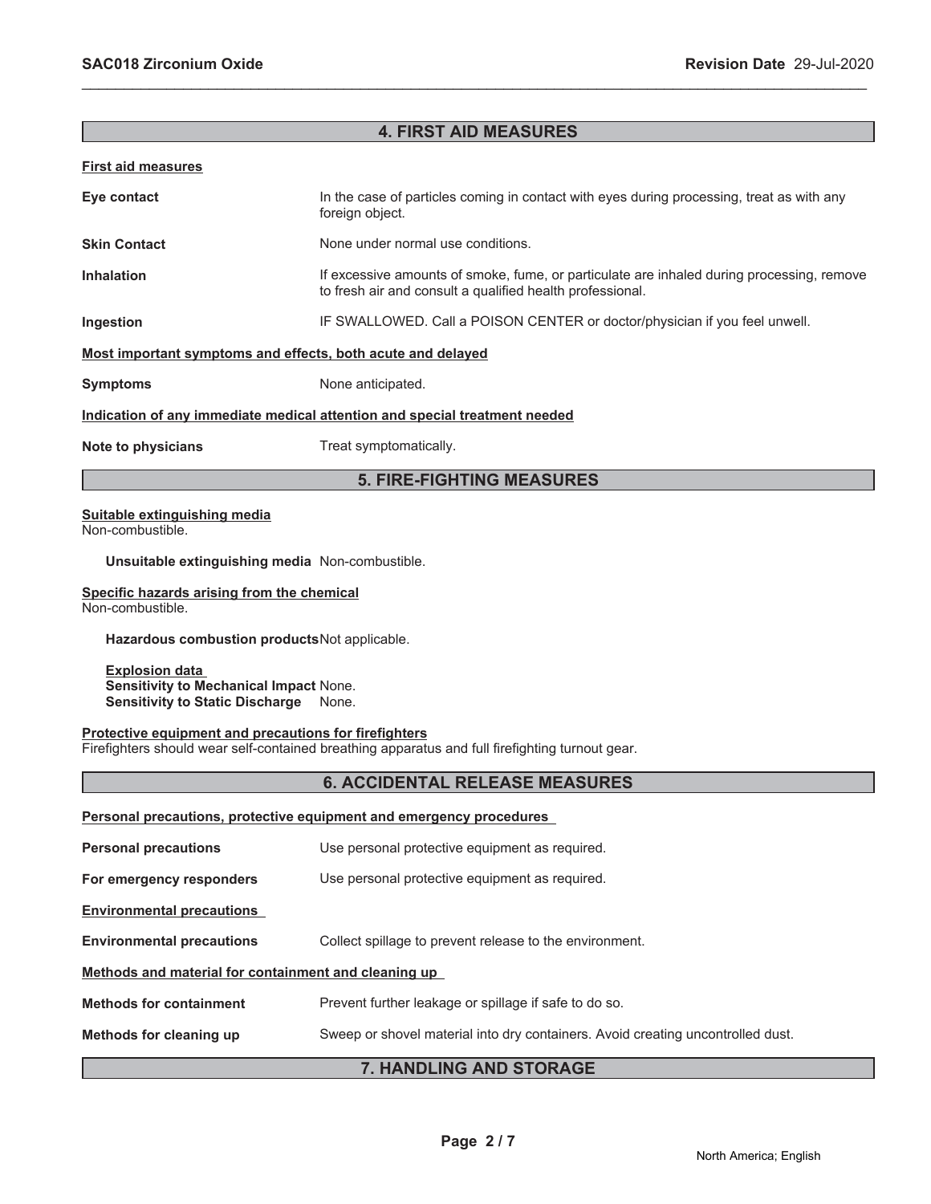## 4. FIRST AID MEASURES

**First aid measures**

| | |
|---|---|
| **Eye contact** | In the case of particles coming in contact with eyes during processing, treat as with any foreign object. |
| **Skin Contact** | None under normal use conditions. |
| **Inhalation** | If excessive amounts of smoke, fume, or particulate are inhaled during processing, remove to fresh air and consult a qualified health professional. |
| **Ingestion** | IF SWALLOWED. Call a POISON CENTER or doctor/physician if you feel unwell. |

**Most important symptoms and effects, both acute and delayed**

| | |
|---|---|
| **Symptoms** | None anticipated. |

**Indication of any immediate medical attention and special treatment needed**

| | |
|---|---|
| **Note to physicians** | Treat symptomatically. |

## 5. FIRE-FIGHTING MEASURES

**Suitable extinguishing media**
Non-combustible.

**Unsuitable extinguishing media** Non-combustible.

**Specific hazards arising from the chemical**
Non-combustible.

**Hazardous combustion products** Not applicable.

**Explosion data**
**Sensitivity to Mechanical Impact** None.
**Sensitivity to Static Discharge** None.

**Protective equipment and precautions for firefighters**
Firefighters should wear self-contained breathing apparatus and full firefighting turnout gear.

## 6. ACCIDENTAL RELEASE MEASURES

**Personal precautions, protective equipment and emergency procedures**

| | |
|---|---|
| **Personal precautions** | Use personal protective equipment as required. |
| **For emergency responders** | Use personal protective equipment as required. |

**Environmental precautions**

| | |
|---|---|
| **Environmental precautions** | Collect spillage to prevent release to the environment. |

**Methods and material for containment and cleaning up**

| | |
|---|---|
| **Methods for containment** | Prevent further leakage or spillage if safe to do so. |
| **Methods for cleaning up** | Sweep or shovel material into dry containers. Avoid creating uncontrolled dust. |

## 7. HANDLING AND STORAGE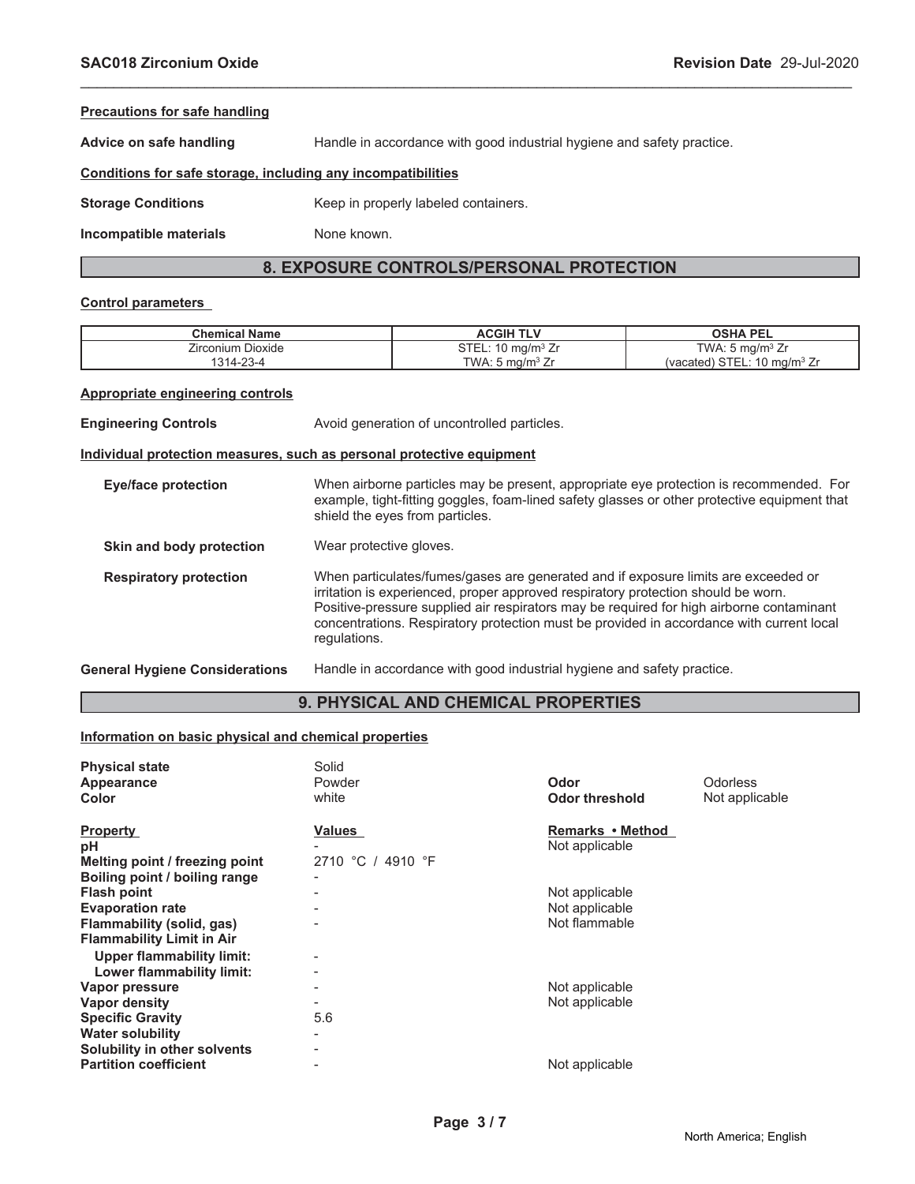**Precautions for safe handling**

**Advice on safe handling** Handle in accordance with good industrial hygiene and safety practice.

**Conditions for safe storage, including any incompatibilities**

**Storage Conditions** Keep in properly labeled containers.

**Incompatible materials** None known.

## 8. EXPOSURE CONTROLS/PERSONAL PROTECTION

**Control parameters**

| Chemical Name | ACGIH TLV | OSHA PEL |
| --- | --- | --- |
| Zirconium Dioxide<br>1314-23-4 | STEL: 10 mg/m³ Zr<br>TWA: 5 mg/m³ Zr | TWA: 5 mg/m³ Zr<br>(vacated) STEL: 10 mg/m³ Zr |

**Appropriate engineering controls**

**Engineering Controls** Avoid generation of uncontrolled particles.

**Individual protection measures, such as personal protective equipment**

**Eye/face protection** When airborne particles may be present, appropriate eye protection is recommended. For example, tight-fitting goggles, foam-lined safety glasses or other protective equipment that shield the eyes from particles.

**Skin and body protection** Wear protective gloves.

**Respiratory protection** When particulates/fumes/gases are generated and if exposure limits are exceeded or irritation is experienced, proper approved respiratory protection should be worn. Positive-pressure supplied air respirators may be required for high airborne contaminant concentrations. Respiratory protection must be provided in accordance with current local regulations.

**General Hygiene Considerations** Handle in accordance with good industrial hygiene and safety practice.

## 9. PHYSICAL AND CHEMICAL PROPERTIES

**Information on basic physical and chemical properties**

**Physical state** Solid
**Appearance** Powder
**Color** white
**Odor** Odorless
**Odor threshold** Not applicable

| Property | Values | Remarks • Method |
| --- | --- | --- |
| **pH** | - | Not applicable |
| **Melting point / freezing point** | 2710 °C / 4910 °F | |
| **Boiling point / boiling range** | - | |
| **Flash point** | - | Not applicable |
| **Evaporation rate** | - | Not applicable |
| **Flammability (solid, gas)** | - | Not flammable |
| **Flammability Limit in Air** | | |
| **Upper flammability limit:** | - | |
| **Lower flammability limit:** | - | |
| **Vapor pressure** | - | Not applicable |
| **Vapor density** | - | Not applicable |
| **Specific Gravity** | 5.6 | |
| **Water solubility** | - | |
| **Solubility in other solvents** | - | |
| **Partition coefficient** | - | Not applicable |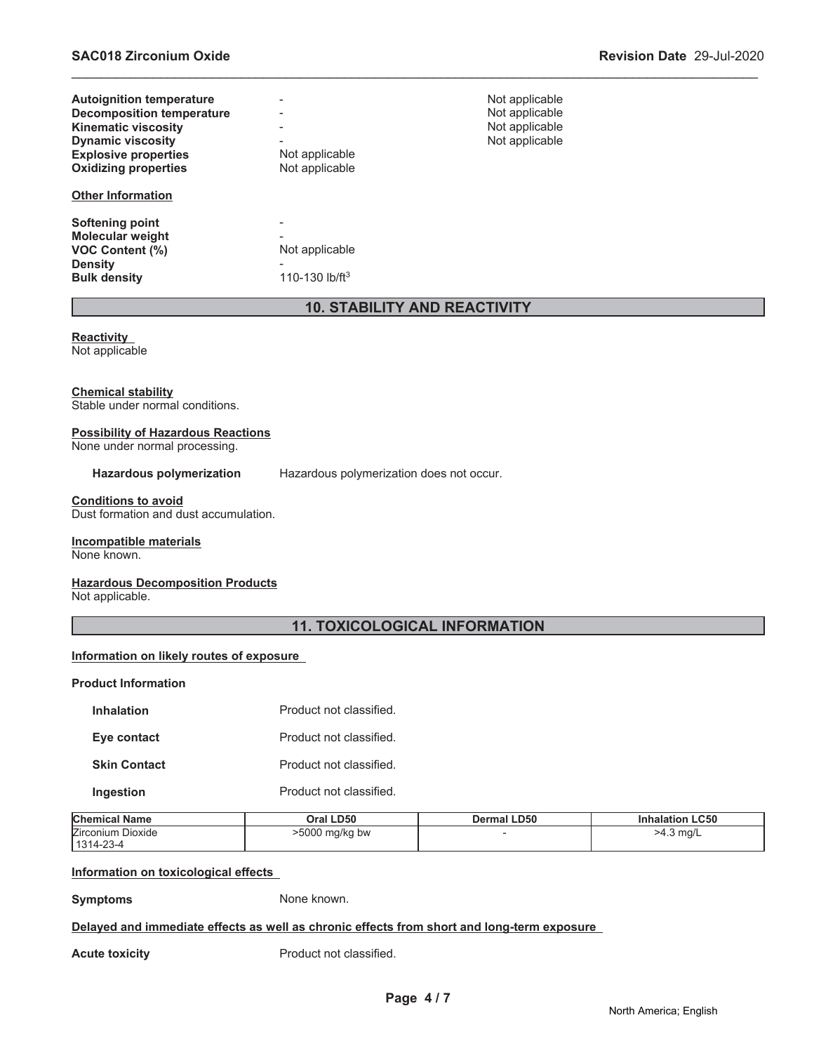| | | |
|---|---|---|
| **Autoignition temperature** | - | Not applicable |
| **Decomposition temperature** | - | Not applicable |
| **Kinematic viscosity** | - | Not applicable |
| **Dynamic viscosity** | - | Not applicable |
| **Explosive properties** | Not applicable | |
| **Oxidizing properties** | Not applicable | |

**Other Information**

| | |
|---|---|
| **Softening point** | - |
| **Molecular weight** | - |
| **VOC Content (%)** | Not applicable |
| **Density** | - |
| **Bulk density** | 110-130 lb/ft$^3$ |

## 10. STABILITY AND REACTIVITY

**Reactivity**
Not applicable

**Chemical stability**
Stable under normal conditions.

**Possibility of Hazardous Reactions**
None under normal processing.

**Hazardous polymerization** Hazardous polymerization does not occur.

**Conditions to avoid**
Dust formation and dust accumulation.

**Incompatible materials**
None known.

**Hazardous Decomposition Products**
Not applicable.

## 11. TOXICOLOGICAL INFORMATION

**Information on likely routes of exposure**

**Product Information**

| | |
|---|---|
| **Inhalation** | Product not classified. |
| **Eye contact** | Product not classified. |
| **Skin Contact** | Product not classified. |
| **Ingestion** | Product not classified. |

| Chemical Name | Oral LD50 | Dermal LD50 | Inhalation LC50 |
|---|---|---|---|
| Zirconium Dioxide 1314-23-4 | >5000 mg/kg bw | - | >4.3 mg/L |

**Information on toxicological effects**

**Symptoms** None known.

**Delayed and immediate effects as well as chronic effects from short and long-term exposure**

**Acute toxicity** Product not classified.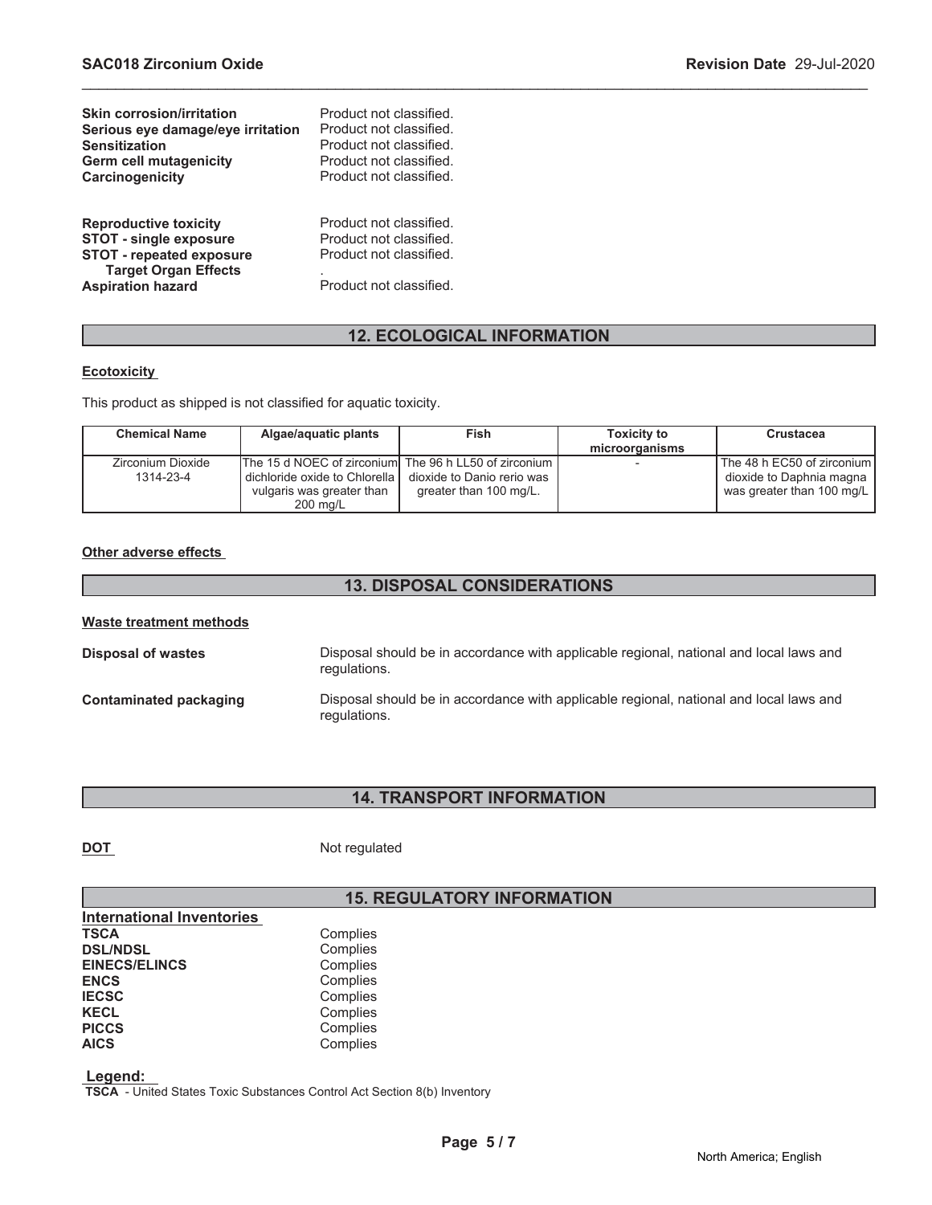| | |
|---|---|
| **Skin corrosion/irritation** | Product not classified. |
| **Serious eye damage/eye irritation** | Product not classified. |
| **Sensitization** | Product not classified. |
| **Germ cell mutagenicity** | Product not classified. |
| **Carcinogenicity** | Product not classified. |
| **Reproductive toxicity** | Product not classified. |
| **STOT - single exposure** | Product not classified. |
| **STOT - repeated exposure** | Product not classified. |
| **Target Organ Effects** | . |
| **Aspiration hazard** | Product not classified. |

## 12. ECOLOGICAL INFORMATION

**Ecotoxicity**

This product as shipped is not classified for aquatic toxicity.

| Chemical Name | Algae/aquatic plants | Fish | Toxicity to microorganisms | Crustacea |
|---|---|---|---|---|
| Zirconium Dioxide 1314-23-4 | The 15 d NOEC of zirconium dichloride oxide to Chlorella vulgaris was greater than 200 mg/L | The 96 h LL50 of zirconium dioxide to Danio rerio was greater than 100 mg/L. | - | The 48 h EC50 of zirconium dioxide to Daphnia magna was greater than 100 mg/L |

**Other adverse effects**

## 13. DISPOSAL CONSIDERATIONS

**Waste treatment methods**

**Disposal of wastes** Disposal should be in accordance with applicable regional, national and local laws and regulations.

**Contaminated packaging** Disposal should be in accordance with applicable regional, national and local laws and regulations.

## 14. TRANSPORT INFORMATION

**DOT** Not regulated

## 15. REGULATORY INFORMATION

**International Inventories**

| | |
|---|---|
| **TSCA** | Complies |
| **DSL/NDSL** | Complies |
| **EINECS/ELINCS** | Complies |
| **ENCS** | Complies |
| **IECSC** | Complies |
| **KECL** | Complies |
| **PICCS** | Complies |
| **AICS** | Complies |

**Legend:**

**TSCA** - United States Toxic Substances Control Act Section 8(b) Inventory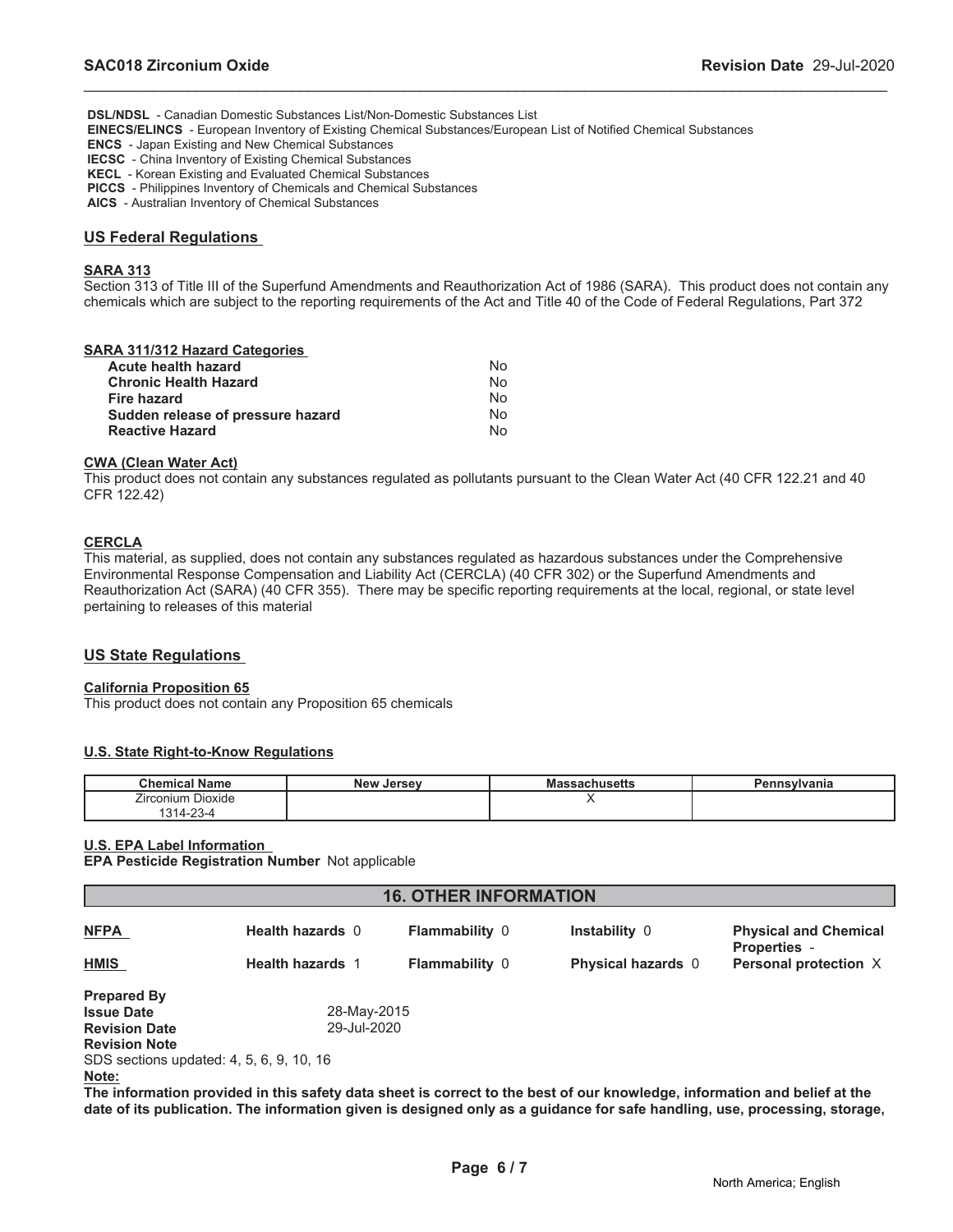**DSL/NDSL** - Canadian Domestic Substances List/Non-Domestic Substances List
**EINECS/ELINCS** - European Inventory of Existing Chemical Substances/European List of Notified Chemical Substances
**ENCS** - Japan Existing and New Chemical Substances
**IECSC** - China Inventory of Existing Chemical Substances
**KECL** - Korean Existing and Evaluated Chemical Substances
**PICCS** - Philippines Inventory of Chemicals and Chemical Substances
**AICS** - Australian Inventory of Chemical Substances

## US Federal Regulations

### SARA 313

Section 313 of Title III of the Superfund Amendments and Reauthorization Act of 1986 (SARA). This product does not contain any chemicals which are subject to the reporting requirements of the Act and Title 40 of the Code of Federal Regulations, Part 372

### SARA 311/312 Hazard Categories

| | |
|---|---|
| **Acute health hazard** | No |
| **Chronic Health Hazard** | No |
| **Fire hazard** | No |
| **Sudden release of pressure hazard** | No |
| **Reactive Hazard** | No |

### CWA (Clean Water Act)

This product does not contain any substances regulated as pollutants pursuant to the Clean Water Act (40 CFR 122.21 and 40 CFR 122.42)

### CERCLA

This material, as supplied, does not contain any substances regulated as hazardous substances under the Comprehensive Environmental Response Compensation and Liability Act (CERCLA) (40 CFR 302) or the Superfund Amendments and Reauthorization Act (SARA) (40 CFR 355). There may be specific reporting requirements at the local, regional, or state level pertaining to releases of this material

## US State Regulations

### California Proposition 65

This product does not contain any Proposition 65 chemicals

### U.S. State Right-to-Know Regulations

| Chemical Name | New Jersey | Massachusetts | Pennsylvania |
|---|---|---|---|
| Zirconium Dioxide<br>1314-23-4 | | X | |

### U.S. EPA Label Information

**EPA Pesticide Registration Number** Not applicable

## 16. OTHER INFORMATION

| | | | | |
|---|---|---|---|---|
| **NFPA** | **Health hazards** 0 | **Flammability** 0 | **Instability** 0 | **Physical and Chemical Properties** - |
| **HMIS** | **Health hazards** 1 | **Flammability** 0 | **Physical hazards** 0 | **Personal protection** X |

**Prepared By**
**Issue Date** 28-May-2015
**Revision Date** 29-Jul-2020
**Revision Note**
SDS sections updated: 4, 5, 6, 9, 10, 16
**Note:**
**The information provided in this safety data sheet is correct to the best of our knowledge, information and belief at the date of its publication. The information given is designed only as a guidance for safe handling, use, processing, storage,**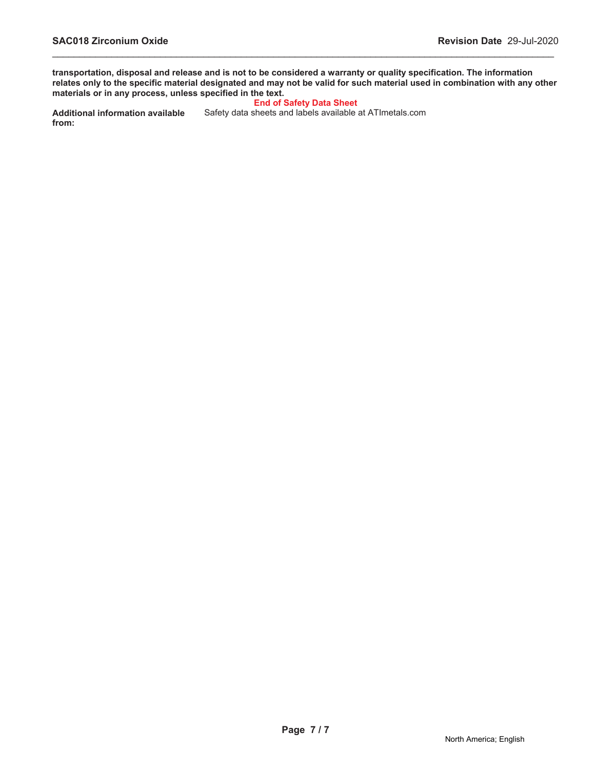**transportation, disposal and release and is not to be considered a warranty or quality specification. The information relates only to the specific material designated and may not be valid for such material used in combination with any other materials or in any process, unless specified in the text.**

**End of Safety Data Sheet**

**Additional information available from:** Safety data sheets and labels available at ATImetals.com